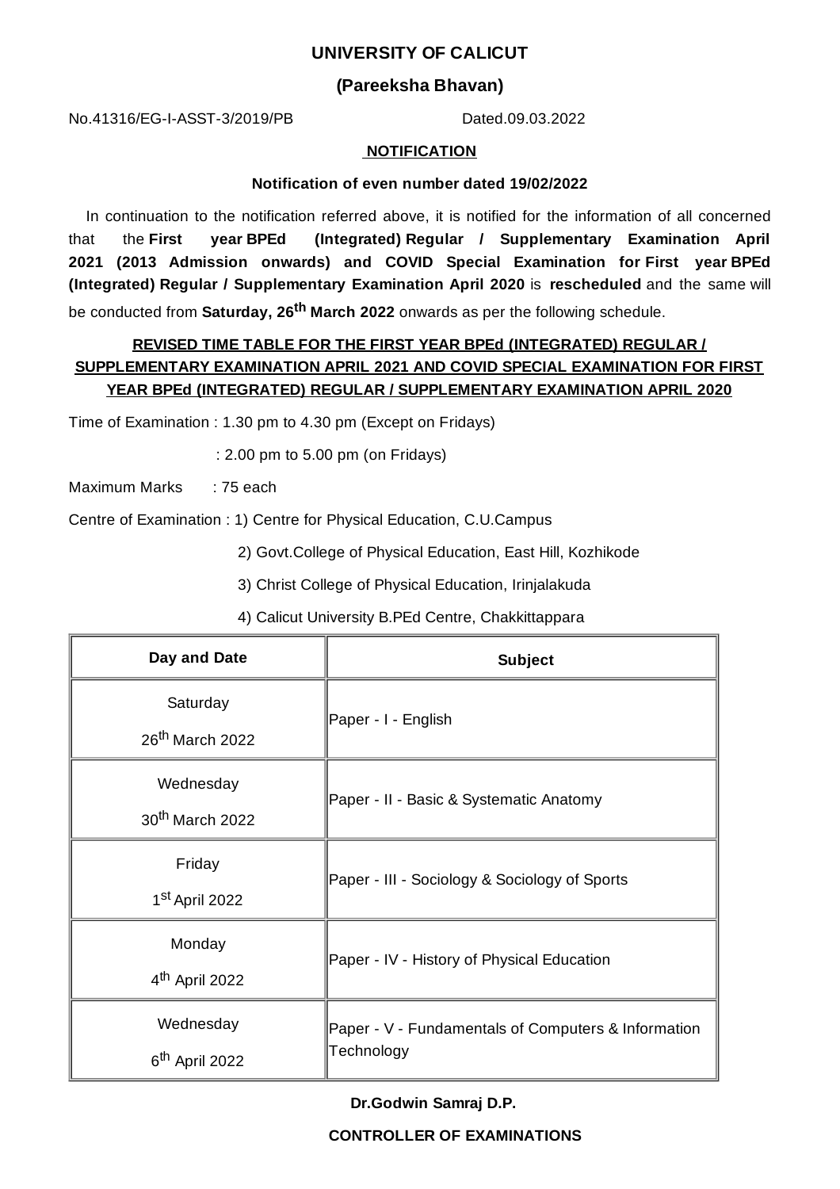# UNIVERSITY OF CALICUT

## (Pareeksha Bhavan)

No.41316/EG-I-ASST-3/2019/PB Dated.09.03.2022

**NOTIFICATION**

**Notification of even number dated 19/02/2022**

In continuation to the notification referred above, it is notified for the information of all concerned that the **First year BPEd (Integrated) Regular / Supplementary Examination April 2021 (2013 Admission onwards) and COVID Special Examination for First year BPEd (Integrated) Regular / Supplementary Examination April 2020** is **rescheduled** and the same will be conducted from **Saturday, 26th March 2022** onwards as per the following schedule.

**REVISED TIME TABLE FOR THE FIRST YEAR BPEd (INTEGRATED) REGULAR / SUPPLEMENTARY EXAMINATION APRIL 2021 AND COVID SPECIAL EXAMINATION FOR FIRST YEAR BPEd (INTEGRATED) REGULAR / SUPPLEMENTARY EXAMINATION APRIL 2020**

Time of Examination : 1.30 pm to 4.30 pm (Except on Fridays)

: 2.00 pm to 5.00 pm (on Fridays)

Maximum Marks : 75 each

Centre of Examination : 1) Centre for Physical Education, C.U.Campus

2) Govt.College of Physical Education, East Hill, Kozhikode

3) Christ College of Physical Education, Irinjalakuda

4) Calicut University B.PEd Centre, Chakkittappara

| Day and Date | Subject |
|---|---|
| Saturday 26th March 2022 | Paper - I - English |
| Wednesday 30th March 2022 | Paper - II - Basic & Systematic Anatomy |
| Friday 1st April 2022 | Paper - III - Sociology & Sociology of Sports |
| Monday 4th April 2022 | Paper - IV - History of Physical Education |
| Wednesday 6th April 2022 | Paper - V - Fundamentals of Computers & Information Technology |

**Dr.Godwin Samraj D.P.**

**CONTROLLER OF EXAMINATIONS**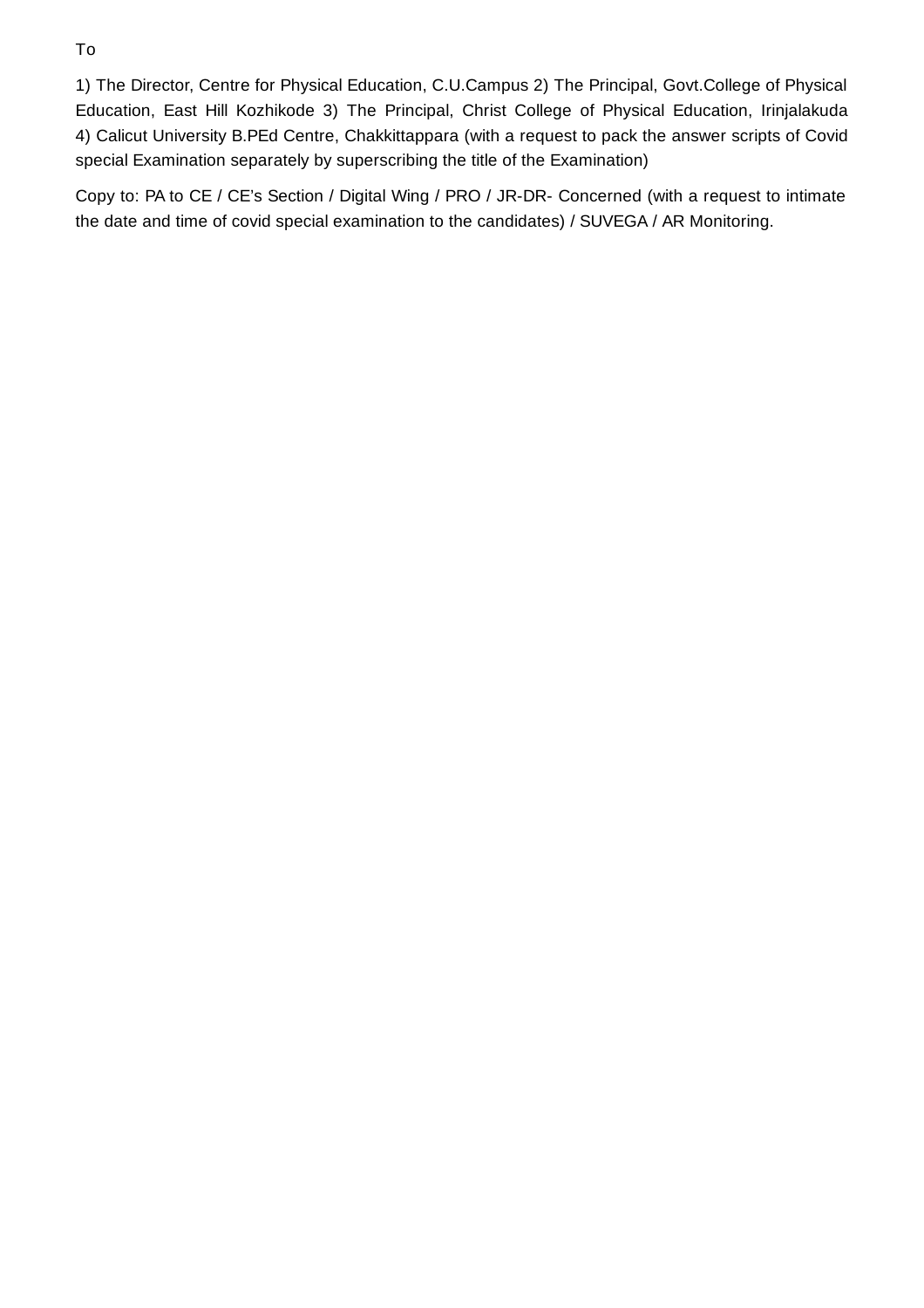To

1) The Director, Centre for Physical Education, C.U.Campus 2) The Principal, Govt.College of Physical Education, East Hill Kozhikode 3) The Principal, Christ College of Physical Education, Irinjalakuda 4) Calicut University B.PEd Centre, Chakkittappara (with a request to pack the answer scripts of Covid special Examination separately by superscribing the title of the Examination)

Copy to: PA to CE / CE's Section / Digital Wing / PRO / JR-DR- Concerned (with a request to intimate the date and time of covid special examination to the candidates) / SUVEGA / AR Monitoring.